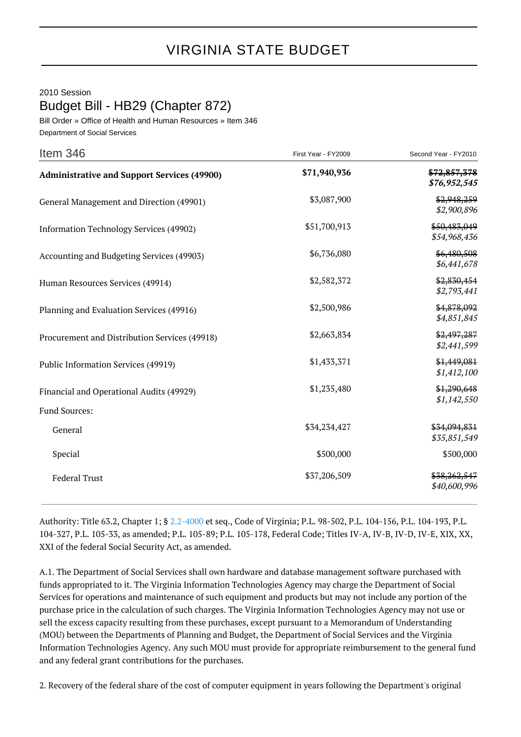# VIRGINIA STATE BUDGET

2010 Session

## Budget Bill - HB29 (Chapter 872)

Bill Order » Office of Health and Human Resources » Item 346

Department of Social Services

| Item 346 | First Year - FY2009 | Second Year - FY2010 |
|---|---|---|
| **Administrative and Support Services (49900)** | **$71,940,936** | ~~**$72,857,378**~~ ***$76,952,545*** |
| General Management and Direction (49901) | $3,087,900 | ~~$2,948,259~~ *$2,900,896* |
| Information Technology Services (49902) | $51,700,913 | ~~$50,483,049~~ *$54,968,436* |
| Accounting and Budgeting Services (49903) | $6,736,080 | ~~$6,480,508~~ *$6,441,678* |
| Human Resources Services (49914) | $2,582,372 | ~~$2,830,454~~ *$2,793,441* |
| Planning and Evaluation Services (49916) | $2,500,986 | ~~$4,878,092~~ *$4,851,845* |
| Procurement and Distribution Services (49918) | $2,663,834 | ~~$2,497,287~~ *$2,441,599* |
| Public Information Services (49919) | $1,433,371 | ~~$1,449,081~~ *$1,412,100* |
| Financial and Operational Audits (49929) | $1,235,480 | ~~$1,290,648~~ *$1,142,550* |
| Fund Sources: | | |
| General | $34,234,427 | ~~$34,094,831~~ *$35,851,549* |
| Special | $500,000 | $500,000 |
| Federal Trust | $37,206,509 | ~~$38,262,547~~ *$40,600,996* |

Authority: Title 63.2, Chapter 1; § 2.2-4000 et seq., Code of Virginia; P.L. 98-502, P.L. 104-156, P.L. 104-193, P.L. 104-327, P.L. 105-33, as amended; P.L. 105-89; P.L. 105-178, Federal Code; Titles IV-A, IV-B, IV-D, IV-E, XIX, XX, XXI of the federal Social Security Act, as amended.

A.1. The Department of Social Services shall own hardware and database management software purchased with funds appropriated to it. The Virginia Information Technologies Agency may charge the Department of Social Services for operations and maintenance of such equipment and products but may not include any portion of the purchase price in the calculation of such charges. The Virginia Information Technologies Agency may not use or sell the excess capacity resulting from these purchases, except pursuant to a Memorandum of Understanding (MOU) between the Departments of Planning and Budget, the Department of Social Services and the Virginia Information Technologies Agency. Any such MOU must provide for appropriate reimbursement to the general fund and any federal grant contributions for the purchases.

2. Recovery of the federal share of the cost of computer equipment in years following the Department's original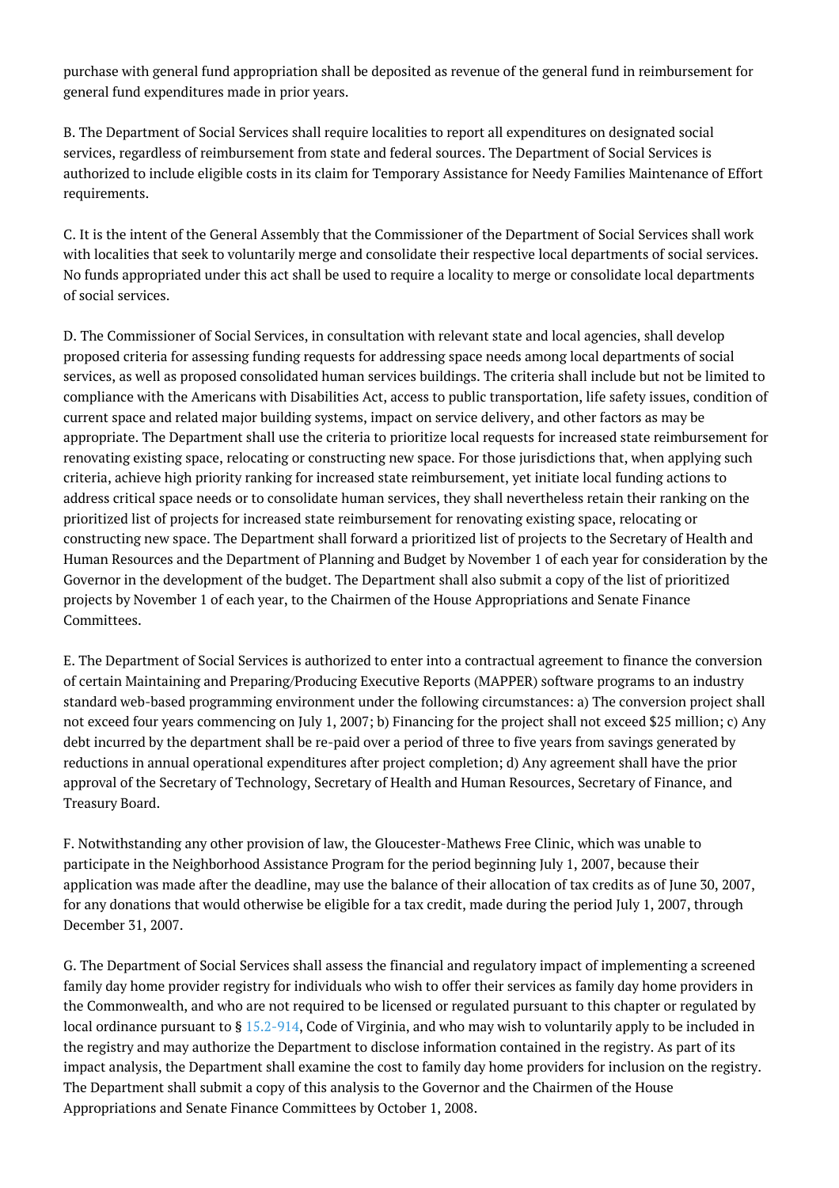purchase with general fund appropriation shall be deposited as revenue of the general fund in reimbursement for general fund expenditures made in prior years.

B. The Department of Social Services shall require localities to report all expenditures on designated social services, regardless of reimbursement from state and federal sources. The Department of Social Services is authorized to include eligible costs in its claim for Temporary Assistance for Needy Families Maintenance of Effort requirements.

C. It is the intent of the General Assembly that the Commissioner of the Department of Social Services shall work with localities that seek to voluntarily merge and consolidate their respective local departments of social services. No funds appropriated under this act shall be used to require a locality to merge or consolidate local departments of social services.

D. The Commissioner of Social Services, in consultation with relevant state and local agencies, shall develop proposed criteria for assessing funding requests for addressing space needs among local departments of social services, as well as proposed consolidated human services buildings. The criteria shall include but not be limited to compliance with the Americans with Disabilities Act, access to public transportation, life safety issues, condition of current space and related major building systems, impact on service delivery, and other factors as may be appropriate. The Department shall use the criteria to prioritize local requests for increased state reimbursement for renovating existing space, relocating or constructing new space. For those jurisdictions that, when applying such criteria, achieve high priority ranking for increased state reimbursement, yet initiate local funding actions to address critical space needs or to consolidate human services, they shall nevertheless retain their ranking on the prioritized list of projects for increased state reimbursement for renovating existing space, relocating or constructing new space. The Department shall forward a prioritized list of projects to the Secretary of Health and Human Resources and the Department of Planning and Budget by November 1 of each year for consideration by the Governor in the development of the budget. The Department shall also submit a copy of the list of prioritized projects by November 1 of each year, to the Chairmen of the House Appropriations and Senate Finance Committees.

E. The Department of Social Services is authorized to enter into a contractual agreement to finance the conversion of certain Maintaining and Preparing/Producing Executive Reports (MAPPER) software programs to an industry standard web-based programming environment under the following circumstances: a) The conversion project shall not exceed four years commencing on July 1, 2007; b) Financing for the project shall not exceed $25 million; c) Any debt incurred by the department shall be re-paid over a period of three to five years from savings generated by reductions in annual operational expenditures after project completion; d) Any agreement shall have the prior approval of the Secretary of Technology, Secretary of Health and Human Resources, Secretary of Finance, and Treasury Board.

F. Notwithstanding any other provision of law, the Gloucester-Mathews Free Clinic, which was unable to participate in the Neighborhood Assistance Program for the period beginning July 1, 2007, because their application was made after the deadline, may use the balance of their allocation of tax credits as of June 30, 2007, for any donations that would otherwise be eligible for a tax credit, made during the period July 1, 2007, through December 31, 2007.

G. The Department of Social Services shall assess the financial and regulatory impact of implementing a screened family day home provider registry for individuals who wish to offer their services as family day home providers in the Commonwealth, and who are not required to be licensed or regulated pursuant to this chapter or regulated by local ordinance pursuant to § 15.2-914, Code of Virginia, and who may wish to voluntarily apply to be included in the registry and may authorize the Department to disclose information contained in the registry. As part of its impact analysis, the Department shall examine the cost to family day home providers for inclusion on the registry. The Department shall submit a copy of this analysis to the Governor and the Chairmen of the House Appropriations and Senate Finance Committees by October 1, 2008.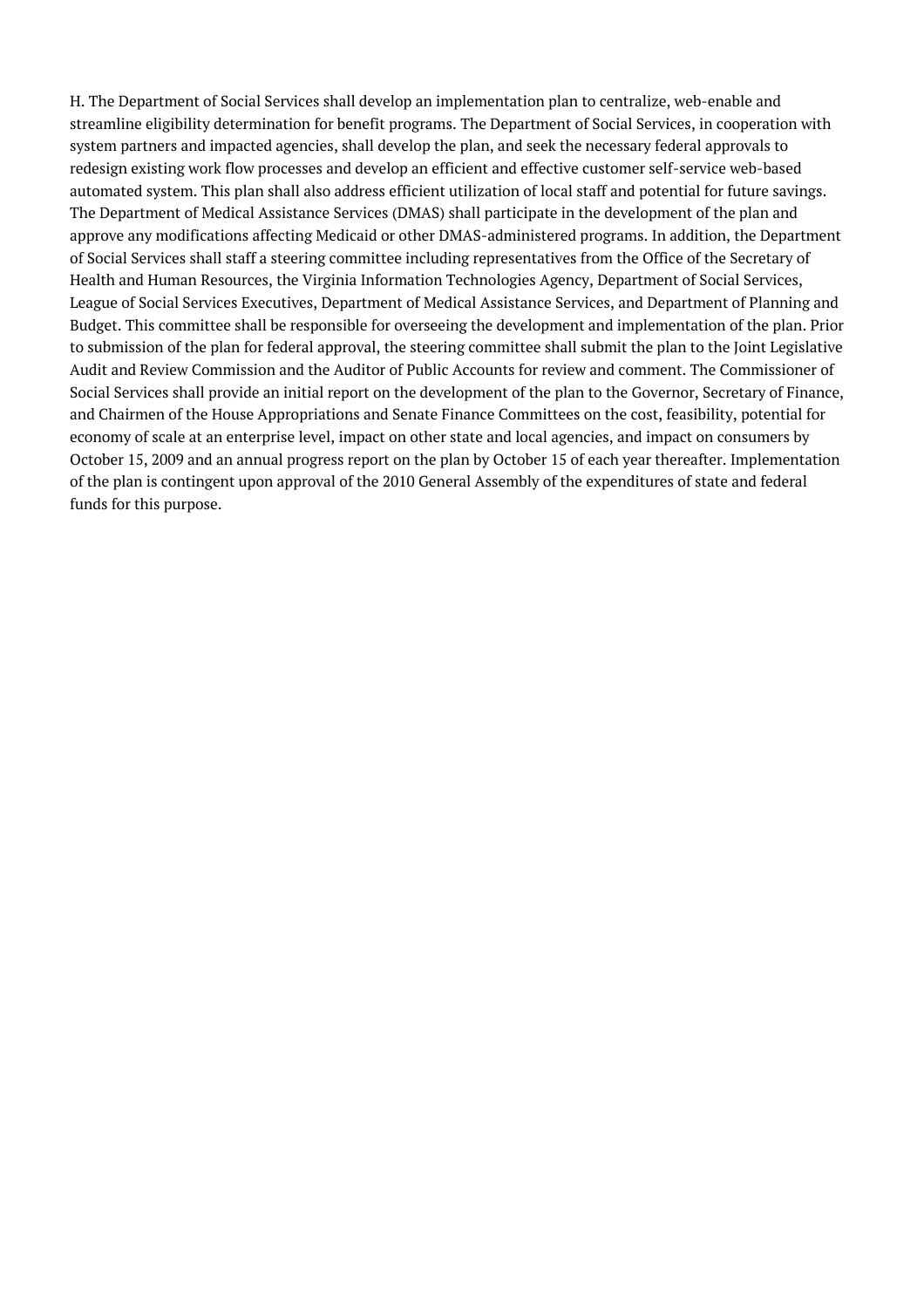H. The Department of Social Services shall develop an implementation plan to centralize, web-enable and streamline eligibility determination for benefit programs. The Department of Social Services, in cooperation with system partners and impacted agencies, shall develop the plan, and seek the necessary federal approvals to redesign existing work flow processes and develop an efficient and effective customer self-service web-based automated system. This plan shall also address efficient utilization of local staff and potential for future savings. The Department of Medical Assistance Services (DMAS) shall participate in the development of the plan and approve any modifications affecting Medicaid or other DMAS-administered programs. In addition, the Department of Social Services shall staff a steering committee including representatives from the Office of the Secretary of Health and Human Resources, the Virginia Information Technologies Agency, Department of Social Services, League of Social Services Executives, Department of Medical Assistance Services, and Department of Planning and Budget. This committee shall be responsible for overseeing the development and implementation of the plan. Prior to submission of the plan for federal approval, the steering committee shall submit the plan to the Joint Legislative Audit and Review Commission and the Auditor of Public Accounts for review and comment. The Commissioner of Social Services shall provide an initial report on the development of the plan to the Governor, Secretary of Finance, and Chairmen of the House Appropriations and Senate Finance Committees on the cost, feasibility, potential for economy of scale at an enterprise level, impact on other state and local agencies, and impact on consumers by October 15, 2009 and an annual progress report on the plan by October 15 of each year thereafter. Implementation of the plan is contingent upon approval of the 2010 General Assembly of the expenditures of state and federal funds for this purpose.